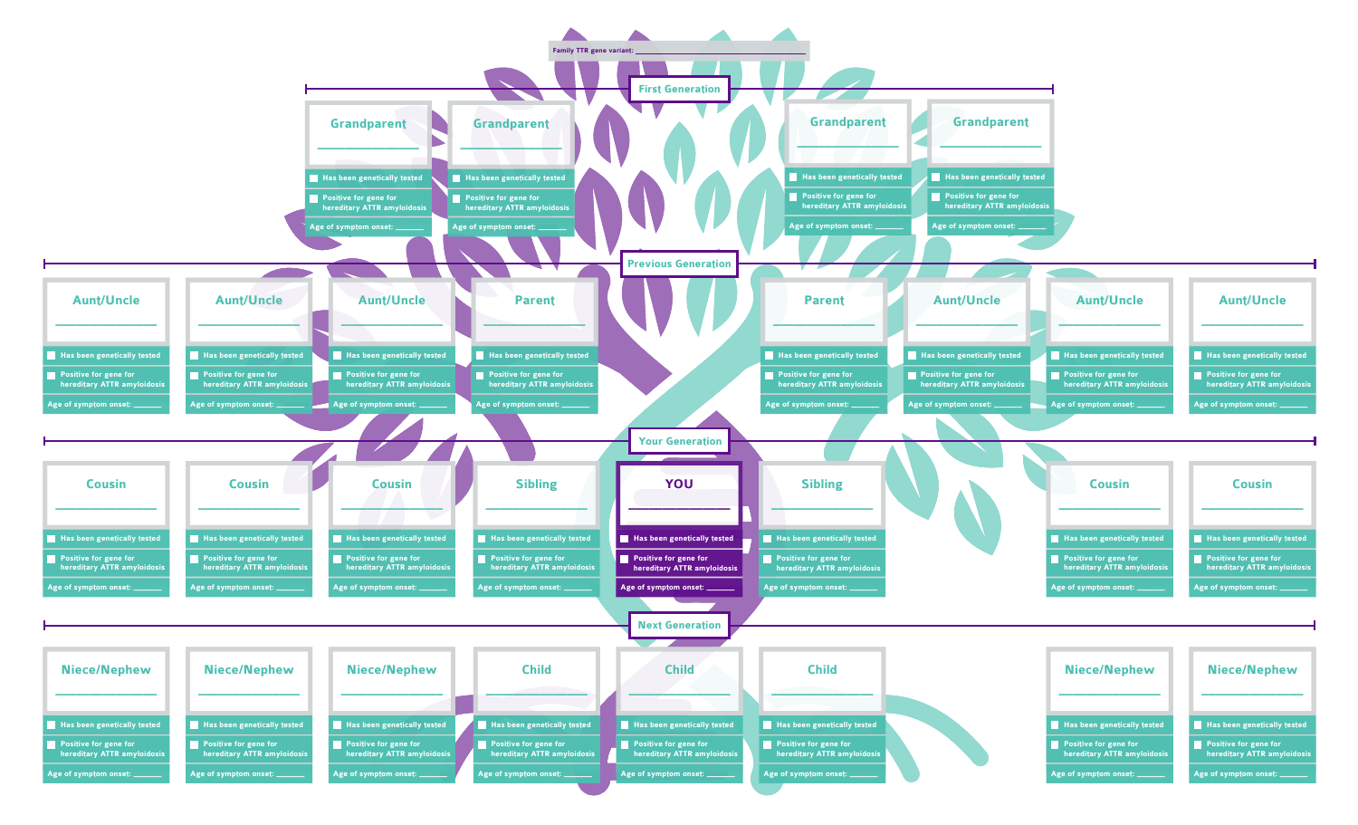Family TTR gene variant: ______________________

## First Generation

**Grandparent** ______________
- ☐ Has been genetically tested
- ☐ Positive for gene for hereditary ATTR amyloidosis
- Age of symptom onset: ______

**Grandparent** ______________
- ☐ Has been genetically tested
- ☐ Positive for gene for hereditary ATTR amyloidosis
- Age of symptom onset: ______

**Grandparent** ______________
- ☐ Has been genetically tested
- ☐ Positive for gene for hereditary ATTR amyloidosis
- Age of symptom onset: ______

**Grandparent** ______________
- ☐ Has been genetically tested
- ☐ Positive for gene for hereditary ATTR amyloidosis
- Age of symptom onset: ______

## Previous Generation

**Aunt/Uncle** ______________
- ☐ Has been genetically tested
- ☐ Positive for gene for hereditary ATTR amyloidosis
- Age of symptom onset: ______

**Aunt/Uncle** ______________
- ☐ Has been genetically tested
- ☐ Positive for gene for hereditary ATTR amyloidosis
- Age of symptom onset: ______

**Aunt/Uncle** ______________
- ☐ Has been genetically tested
- ☐ Positive for gene for hereditary ATTR amyloidosis
- Age of symptom onset: ______

**Parent** ______________
- ☐ Has been genetically tested
- ☐ Positive for gene for hereditary ATTR amyloidosis
- Age of symptom onset: ______

**Parent** ______________
- ☐ Has been genetically tested
- ☐ Positive for gene for hereditary ATTR amyloidosis
- Age of symptom onset: ______

**Aunt/Uncle** ______________
- ☐ Has been genetically tested
- ☐ Positive for gene for hereditary ATTR amyloidosis
- Age of symptom onset: ______

**Aunt/Uncle** ______________
- ☐ Has been genetically tested
- ☐ Positive for gene for hereditary ATTR amyloidosis
- Age of symptom onset: ______

**Aunt/Uncle** ______________
- ☐ Has been genetically tested
- ☐ Positive for gene for hereditary ATTR amyloidosis
- Age of symptom onset: ______

## Your Generation

**Cousin** ______________
- ☐ Has been genetically tested
- ☐ Positive for gene for hereditary ATTR amyloidosis
- Age of symptom onset: ______

**Cousin** ______________
- ☐ Has been genetically tested
- ☐ Positive for gene for hereditary ATTR amyloidosis
- Age of symptom onset: ______

**Cousin** ______________
- ☐ Has been genetically tested
- ☐ Positive for gene for hereditary ATTR amyloidosis
- Age of symptom onset: ______

**Sibling** ______________
- ☐ Has been genetically tested
- ☐ Positive for gene for hereditary ATTR amyloidosis
- Age of symptom onset: ______

**YOU** ______________
- ☐ Has been genetically tested
- ☐ Positive for gene for hereditary ATTR amyloidosis
- Age of symptom onset: ______

**Sibling** ______________
- ☐ Has been genetically tested
- ☐ Positive for gene for hereditary ATTR amyloidosis
- Age of symptom onset: ______

**Cousin** ______________
- ☐ Has been genetically tested
- ☐ Positive for gene for hereditary ATTR amyloidosis
- Age of symptom onset: ______

**Cousin** ______________
- ☐ Has been genetically tested
- ☐ Positive for gene for hereditary ATTR amyloidosis
- Age of symptom onset: ______

## Next Generation

**Niece/Nephew** ______________
- ☐ Has been genetically tested
- ☐ Positive for gene for hereditary ATTR amyloidosis
- Age of symptom onset: ______

**Niece/Nephew** ______________
- ☐ Has been genetically tested
- ☐ Positive for gene for hereditary ATTR amyloidosis
- Age of symptom onset: ______

**Niece/Nephew** ______________
- ☐ Has been genetically tested
- ☐ Positive for gene for hereditary ATTR amyloidosis
- Age of symptom onset: ______

**Child** ______________
- ☐ Has been genetically tested
- ☐ Positive for gene for hereditary ATTR amyloidosis
- Age of symptom onset: ______

**Child** ______________
- ☐ Has been genetically tested
- ☐ Positive for gene for hereditary ATTR amyloidosis
- Age of symptom onset: ______

**Child** ______________
- ☐ Has been genetically tested
- ☐ Positive for gene for hereditary ATTR amyloidosis
- Age of symptom onset: ______

**Niece/Nephew** ______________
- ☐ Has been genetically tested
- ☐ Positive for gene for hereditary ATTR amyloidosis
- Age of symptom onset: ______

**Niece/Nephew** ______________
- ☐ Has been genetically tested
- ☐ Positive for gene for hereditary ATTR amyloidosis
- Age of symptom onset: ______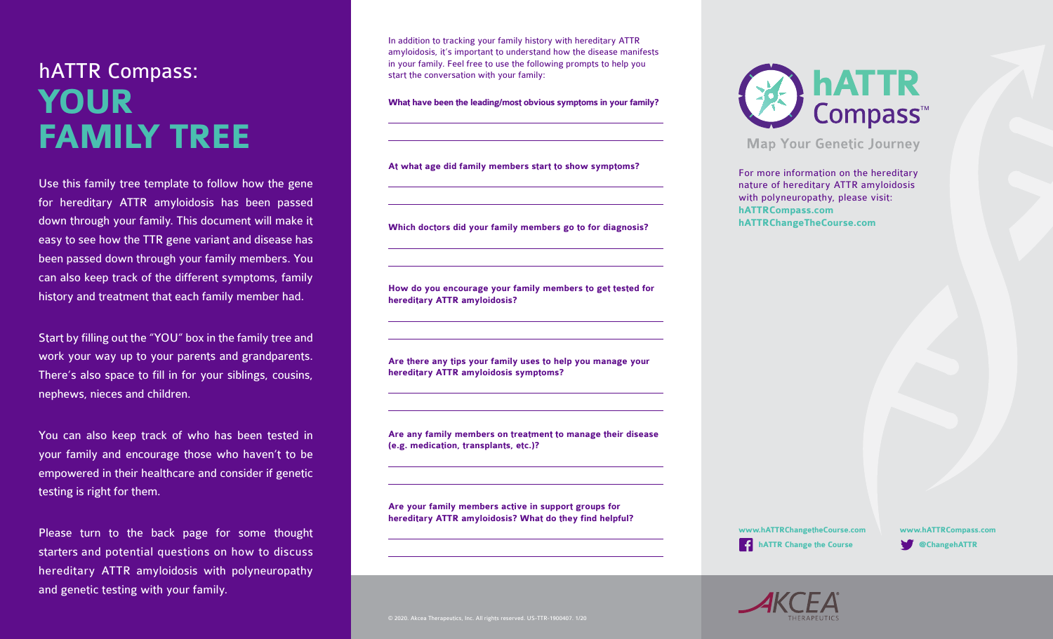# hATTR Compass: YOUR FAMILY TREE

Use this family tree template to follow how the gene for hereditary ATTR amyloidosis has been passed down through your family. This document will make it easy to see how the TTR gene variant and disease has been passed down through your family members. You can also keep track of the different symptoms, family history and treatment that each family member had.

Start by filling out the "YOU" box in the family tree and work your way up to your parents and grandparents. There's also space to fill in for your siblings, cousins, nephews, nieces and children.

You can also keep track of who has been tested in your family and encourage those who haven't to be empowered in their healthcare and consider if genetic testing is right for them.

Please turn to the back page for some thought starters and potential questions on how to discuss hereditary ATTR amyloidosis with polyneuropathy and genetic testing with your family.

In addition to tracking your family history with hereditary ATTR amyloidosis, it's important to understand how the disease manifests in your family. Feel free to use the following prompts to help you start the conversation with your family:

**What have been the leading/most obvious symptoms in your family?**

**At what age did family members start to show symptoms?**

**Which doctors did your family members go to for diagnosis?**

**How do you encourage your family members to get tested for hereditary ATTR amyloidosis?**

**Are there any tips your family uses to help you manage your hereditary ATTR amyloidosis symptoms?**

**Are any family members on treatment to manage their disease (e.g. medication, transplants, etc.)?**

**Are your family members active in support groups for hereditary ATTR amyloidosis? What do they find helpful?**

© 2020. Akcea Therapeutics, Inc. All rights reserved. US-TTR-1900407. 1/20

**hATTR Compass™**

Map Your Genetic Journey

For more information on the hereditary nature of hereditary ATTR amyloidosis with polyneuropathy, please visit:
**hATTRCompass.com**
**hATTRChangeTheCourse.com**

**www.hATTRChangetheCourse.com**
**hATTR Change the Course**

**www.hATTRCompass.com**
**@ChangehATTR**

AKCEA THERAPEUTICS